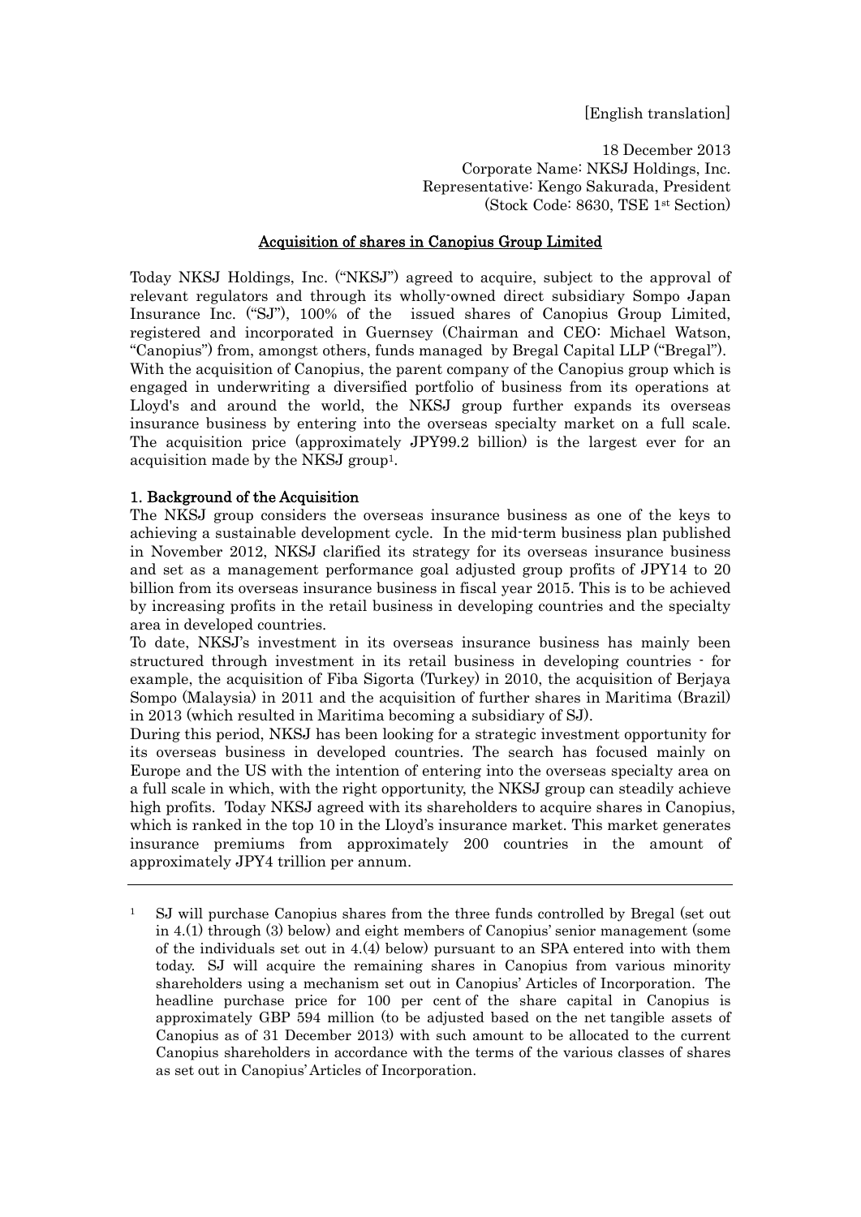[English translation]

18 December 2013
Corporate Name: NKSJ Holdings, Inc.
Representative: Kengo Sakurada, President
(Stock Code: 8630, TSE 1st Section)

# Acquisition of shares in Canopius Group Limited

Today NKSJ Holdings, Inc. ("NKSJ") agreed to acquire, subject to the approval of relevant regulators and through its wholly-owned direct subsidiary Sompo Japan Insurance Inc. ("SJ"), 100% of the issued shares of Canopius Group Limited, registered and incorporated in Guernsey (Chairman and CEO: Michael Watson, "Canopius") from, amongst others, funds managed by Bregal Capital LLP ("Bregal"). With the acquisition of Canopius, the parent company of the Canopius group which is engaged in underwriting a diversified portfolio of business from its operations at Lloyd's and around the world, the NKSJ group further expands its overseas insurance business by entering into the overseas specialty market on a full scale. The acquisition price (approximately JPY99.2 billion) is the largest ever for an acquisition made by the NKSJ group[1].

## 1. Background of the Acquisition

The NKSJ group considers the overseas insurance business as one of the keys to achieving a sustainable development cycle. In the mid-term business plan published in November 2012, NKSJ clarified its strategy for its overseas insurance business and set as a management performance goal adjusted group profits of JPY14 to 20 billion from its overseas insurance business in fiscal year 2015. This is to be achieved by increasing profits in the retail business in developing countries and the specialty area in developed countries.

To date, NKSJ's investment in its overseas insurance business has mainly been structured through investment in its retail business in developing countries - for example, the acquisition of Fiba Sigorta (Turkey) in 2010, the acquisition of Berjaya Sompo (Malaysia) in 2011 and the acquisition of further shares in Maritima (Brazil) in 2013 (which resulted in Maritima becoming a subsidiary of SJ).

During this period, NKSJ has been looking for a strategic investment opportunity for its overseas business in developed countries. The search has focused mainly on Europe and the US with the intention of entering into the overseas specialty area on a full scale in which, with the right opportunity, the NKSJ group can steadily achieve high profits. Today NKSJ agreed with its shareholders to acquire shares in Canopius, which is ranked in the top 10 in the Lloyd's insurance market. This market generates insurance premiums from approximately 200 countries in the amount of approximately JPY4 trillion per annum.

---

[1] SJ will purchase Canopius shares from the three funds controlled by Bregal (set out in 4.(1) through (3) below) and eight members of Canopius' senior management (some of the individuals set out in 4.(4) below) pursuant to an SPA entered into with them today. SJ will acquire the remaining shares in Canopius from various minority shareholders using a mechanism set out in Canopius' Articles of Incorporation. The headline purchase price for 100 per cent of the share capital in Canopius is approximately GBP 594 million (to be adjusted based on the net tangible assets of Canopius as of 31 December 2013) with such amount to be allocated to the current Canopius shareholders in accordance with the terms of the various classes of shares as set out in Canopius' Articles of Incorporation.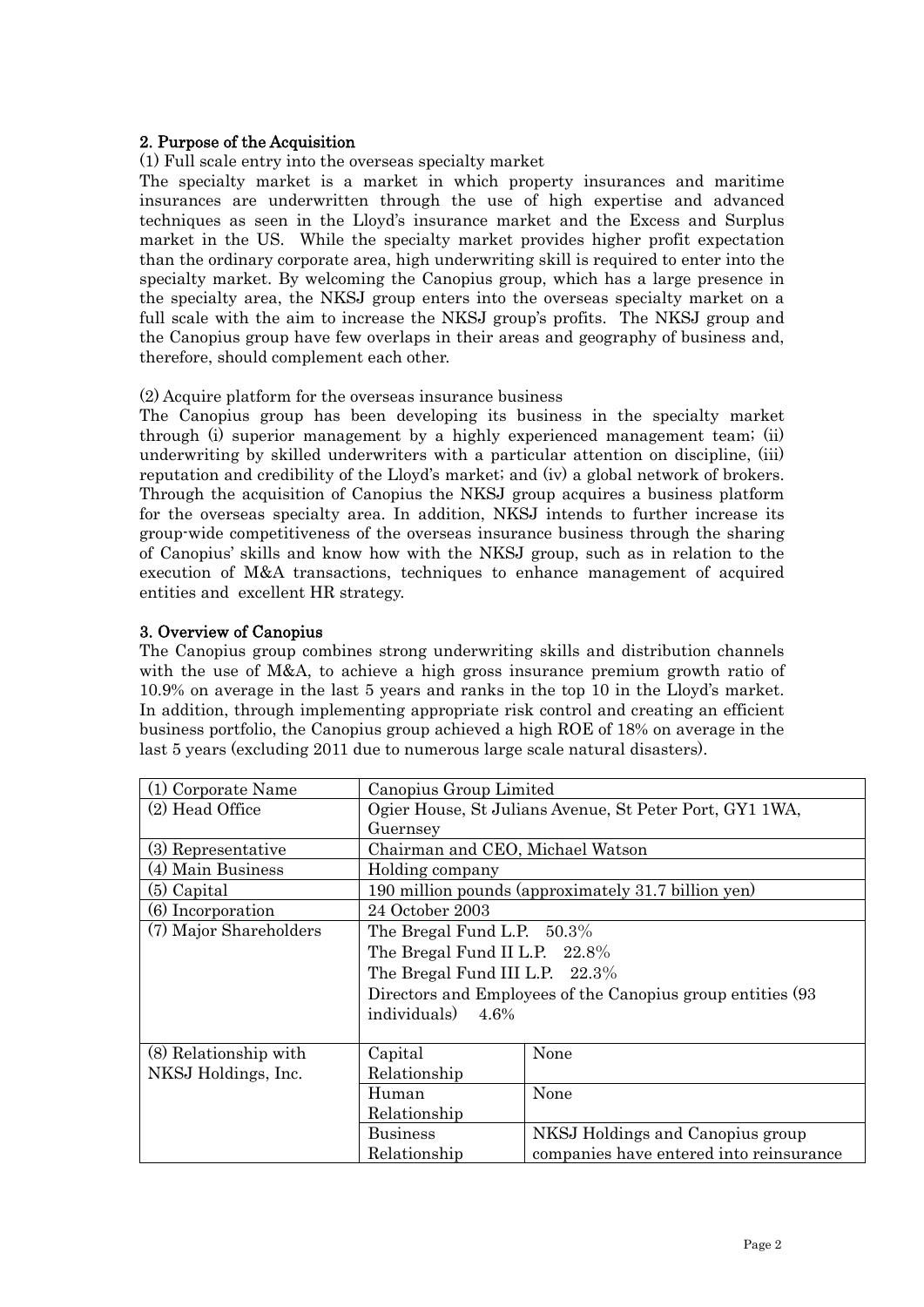## 2. Purpose of the Acquisition

(1) Full scale entry into the overseas specialty market

The specialty market is a market in which property insurances and maritime insurances are underwritten through the use of high expertise and advanced techniques as seen in the Lloyd's insurance market and the Excess and Surplus market in the US. While the specialty market provides higher profit expectation than the ordinary corporate area, high underwriting skill is required to enter into the specialty market. By welcoming the Canopius group, which has a large presence in the specialty area, the NKSJ group enters into the overseas specialty market on a full scale with the aim to increase the NKSJ group's profits. The NKSJ group and the Canopius group have few overlaps in their areas and geography of business and, therefore, should complement each other.

(2) Acquire platform for the overseas insurance business

The Canopius group has been developing its business in the specialty market through (i) superior management by a highly experienced management team; (ii) underwriting by skilled underwriters with a particular attention on discipline, (iii) reputation and credibility of the Lloyd's market; and (iv) a global network of brokers. Through the acquisition of Canopius the NKSJ group acquires a business platform for the overseas specialty area. In addition, NKSJ intends to further increase its group-wide competitiveness of the overseas insurance business through the sharing of Canopius' skills and know how with the NKSJ group, such as in relation to the execution of M&A transactions, techniques to enhance management of acquired entities and excellent HR strategy.

## 3. Overview of Canopius

The Canopius group combines strong underwriting skills and distribution channels with the use of M&A, to achieve a high gross insurance premium growth ratio of 10.9% on average in the last 5 years and ranks in the top 10 in the Lloyd's market. In addition, through implementing appropriate risk control and creating an efficient business portfolio, the Canopius group achieved a high ROE of 18% on average in the last 5 years (excluding 2011 due to numerous large scale natural disasters).

| | | |
|---|---|---|
| (1) Corporate Name | Canopius Group Limited | |
| (2) Head Office | Ogier House, St Julians Avenue, St Peter Port, GY1 1WA, Guernsey | |
| (3) Representative | Chairman and CEO, Michael Watson | |
| (4) Main Business | Holding company | |
| (5) Capital | 190 million pounds (approximately 31.7 billion yen) | |
| (6) Incorporation | 24 October 2003 | |
| (7) Major Shareholders | The Bregal Fund L.P. 50.3%<br>The Bregal Fund II L.P. 22.8%<br>The Bregal Fund III L.P. 22.3%<br>Directors and Employees of the Canopius group entities (93 individuals) 4.6% | |
| (8) Relationship with NKSJ Holdings, Inc. | Capital Relationship | None |
| | Human Relationship | None |
| | Business Relationship | NKSJ Holdings and Canopius group companies have entered into reinsurance |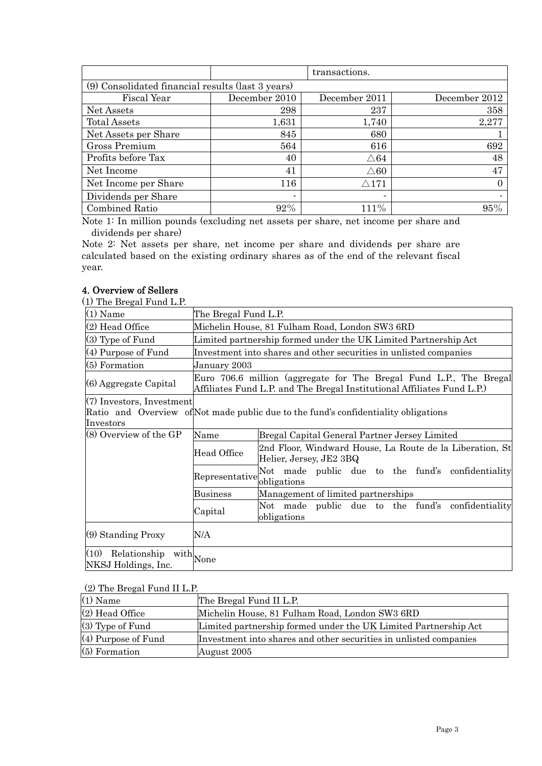| | | transactions. | |
|---|---|---|---|
| (9) Consolidated financial results (last 3 years) | | | |
| Fiscal Year | December 2010 | December 2011 | December 2012 |
| Net Assets | 298 | 237 | 358 |
| Total Assets | 1,631 | 1,740 | 2,277 |
| Net Assets per Share | 845 | 680 | 1 |
| Gross Premium | 564 | 616 | 692 |
| Profits before Tax | 40 | △64 | 48 |
| Net Income | 41 | △60 | 47 |
| Net Income per Share | 116 | △171 | 0 |
| Dividends per Share | - | - | - |
| Combined Ratio | 92% | 111% | 95% |

Note 1: In million pounds (excluding net assets per share, net income per share and dividends per share)

Note 2: Net assets per share, net income per share and dividends per share are calculated based on the existing ordinary shares as of the end of the relevant fiscal year.

## 4. Overview of Sellers

(1) The Bregal Fund L.P.

| (1) Name | The Bregal Fund L.P. | |
|---|---|---|
| (2) Head Office | Michelin House, 81 Fulham Road, London SW3 6RD | |
| (3) Type of Fund | Limited partnership formed under the UK Limited Partnership Act | |
| (4) Purpose of Fund | Investment into shares and other securities in unlisted companies | |
| (5) Formation | January 2003 | |
| (6) Aggregate Capital | Euro 706.6 million (aggregate for The Bregal Fund L.P., The Bregal Affiliates Fund L.P. and The Bregal Institutional Affiliates Fund L.P.) | |
| (7) Investors, Investment Ratio and Overview of Investors | Not made public due to the fund's confidentiality obligations | |
| (8) Overview of the GP | Name | Bregal Capital General Partner Jersey Limited |
| | Head Office | 2nd Floor, Windward House, La Route de la Liberation, St Helier, Jersey, JE2 3BQ |
| | Representative | Not made public due to the fund's confidentiality obligations |
| | Business | Management of limited partnerships |
| | Capital | Not made public due to the fund's confidentiality obligations |
| (9) Standing Proxy | N/A | |
| (10) Relationship with NKSJ Holdings, Inc. | None | |

(2) The Bregal Fund II L.P.

| (1) Name | The Bregal Fund II L.P. |
|---|---|
| (2) Head Office | Michelin House, 81 Fulham Road, London SW3 6RD |
| (3) Type of Fund | Limited partnership formed under the UK Limited Partnership Act |
| (4) Purpose of Fund | Investment into shares and other securities in unlisted companies |
| (5) Formation | August 2005 |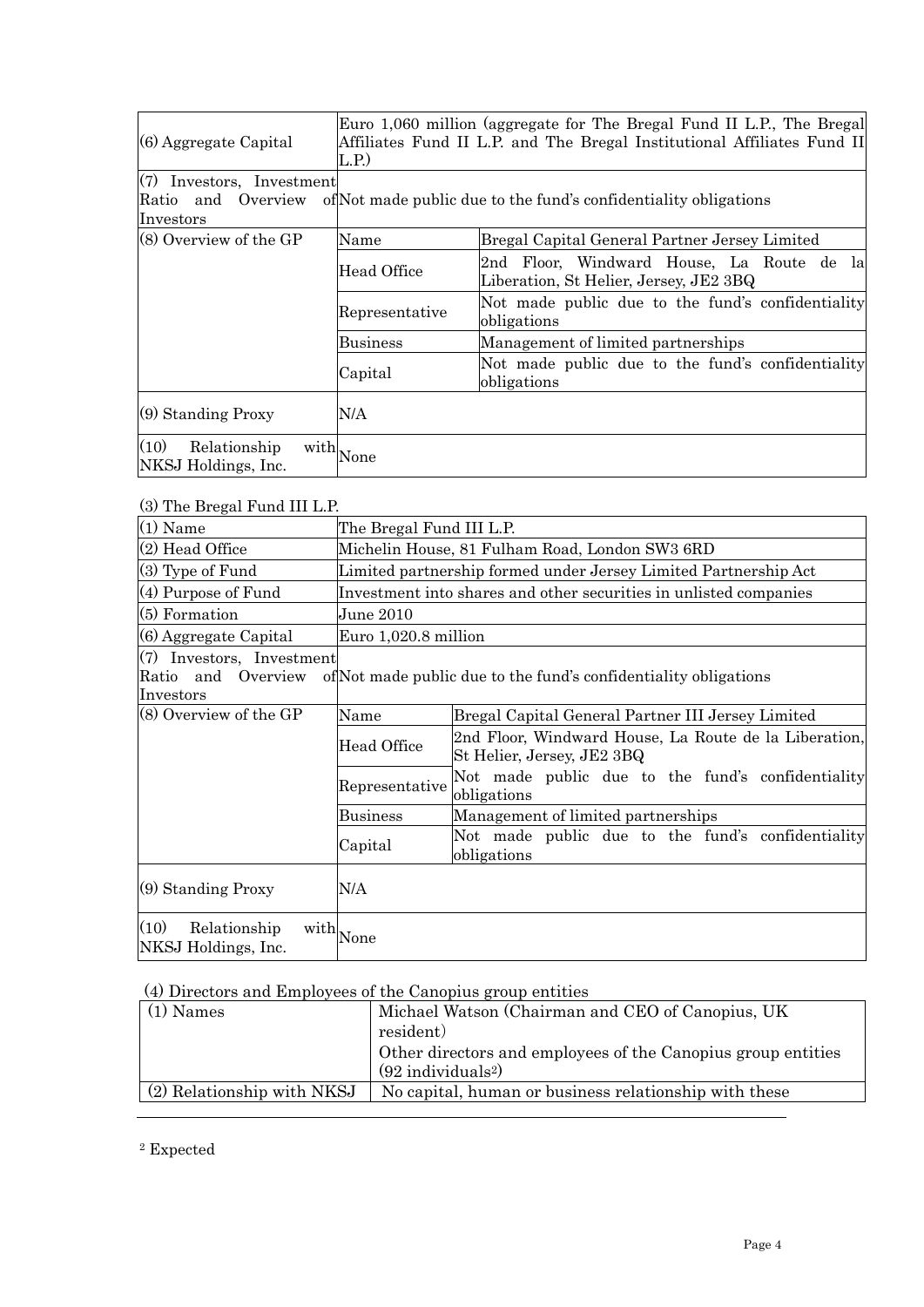| | | |
|---|---|---|
| (6) Aggregate Capital | Euro 1,060 million (aggregate for The Bregal Fund II L.P., The Bregal Affiliates Fund II L.P. and The Bregal Institutional Affiliates Fund II L.P.) | |
| (7) Investors, Investment Ratio and Overview of Investors | Not made public due to the fund's confidentiality obligations | |
| (8) Overview of the GP | Name | Bregal Capital General Partner Jersey Limited |
| | Head Office | 2nd Floor, Windward House, La Route de la Liberation, St Helier, Jersey, JE2 3BQ |
| | Representative | Not made public due to the fund's confidentiality obligations |
| | Business | Management of limited partnerships |
| | Capital | Not made public due to the fund's confidentiality obligations |
| (9) Standing Proxy | N/A | |
| (10) Relationship with NKSJ Holdings, Inc. | None | |

(3) The Bregal Fund III L.P.

| | | |
|---|---|---|
| (1) Name | The Bregal Fund III L.P. | |
| (2) Head Office | Michelin House, 81 Fulham Road, London SW3 6RD | |
| (3) Type of Fund | Limited partnership formed under Jersey Limited Partnership Act | |
| (4) Purpose of Fund | Investment into shares and other securities in unlisted companies | |
| (5) Formation | June 2010 | |
| (6) Aggregate Capital | Euro 1,020.8 million | |
| (7) Investors, Investment Ratio and Overview of Investors | Not made public due to the fund's confidentiality obligations | |
| (8) Overview of the GP | Name | Bregal Capital General Partner III Jersey Limited |
| | Head Office | 2nd Floor, Windward House, La Route de la Liberation, St Helier, Jersey, JE2 3BQ |
| | Representative | Not made public due to the fund's confidentiality obligations |
| | Business | Management of limited partnerships |
| | Capital | Not made public due to the fund's confidentiality obligations |
| (9) Standing Proxy | N/A | |
| (10) Relationship with NKSJ Holdings, Inc. | None | |

(4) Directors and Employees of the Canopius group entities

| | |
|---|---|
| (1) Names | Michael Watson (Chairman and CEO of Canopius, UK resident)<br>Other directors and employees of the Canopius group entities (92 individuals[2]) |
| (2) Relationship with NKSJ | No capital, human or business relationship with these |

[2] Expected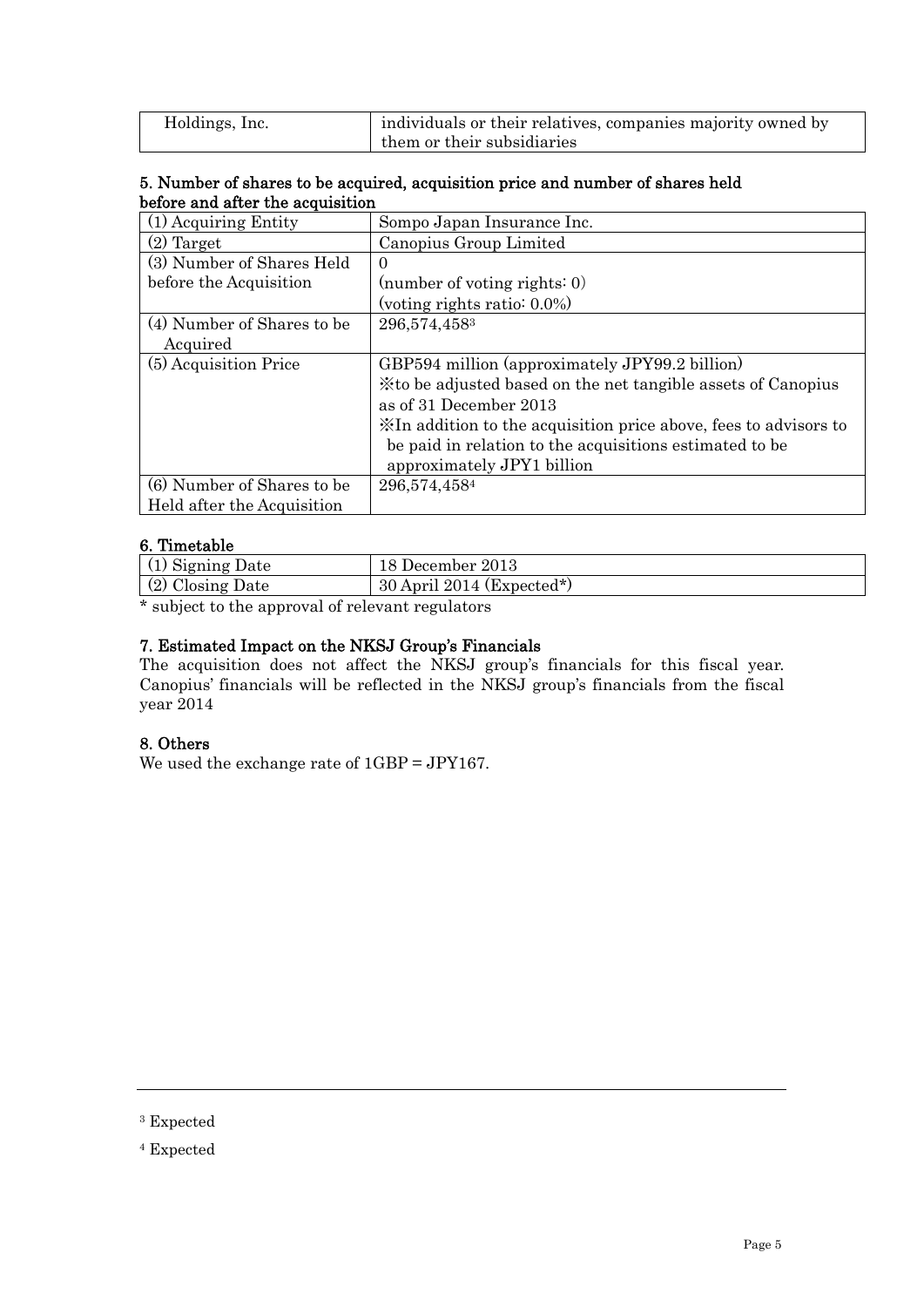| Holdings, Inc. | individuals or their relatives, companies majority owned by them or their subsidiaries |
|---|---|

### 5. Number of shares to be acquired, acquisition price and number of shares held before and after the acquisition

| (1) Acquiring Entity | Sompo Japan Insurance Inc. |
|---|---|
| (2) Target | Canopius Group Limited |
| (3) Number of Shares Held before the Acquisition | 0<br>(number of voting rights: 0)<br>(voting rights ratio: 0.0%) |
| (4) Number of Shares to be Acquired | 296,574,458[3] |
| (5) Acquisition Price | GBP594 million (approximately JPY99.2 billion)<br>※to be adjusted based on the net tangible assets of Canopius as of 31 December 2013<br>※In addition to the acquisition price above, fees to advisors to be paid in relation to the acquisitions estimated to be approximately JPY1 billion |
| (6) Number of Shares to be Held after the Acquisition | 296,574,458[4] |

### 6. Timetable

| (1) Signing Date | 18 December 2013 |
|---|---|
| (2) Closing Date | 30 April 2014 (Expected*) |

* subject to the approval of relevant regulators

### 7. Estimated Impact on the NKSJ Group's Financials

The acquisition does not affect the NKSJ group's financials for this fiscal year. Canopius' financials will be reflected in the NKSJ group's financials from the fiscal year 2014

### 8. Others

We used the exchange rate of 1GBP = JPY167.

---

[3] Expected

[4] Expected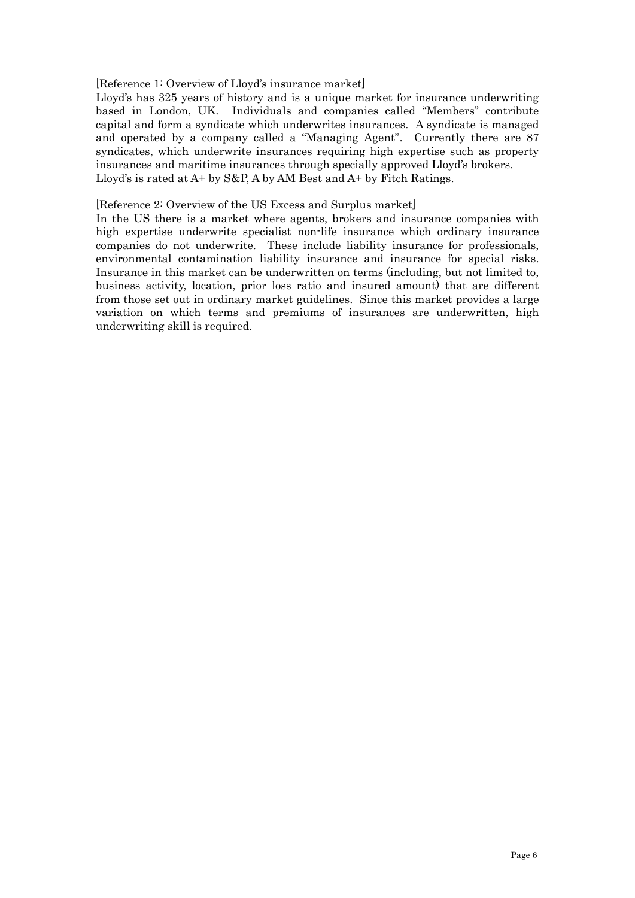[Reference 1: Overview of Lloyd's insurance market]

Lloyd's has 325 years of history and is a unique market for insurance underwriting based in London, UK. Individuals and companies called "Members" contribute capital and form a syndicate which underwrites insurances. A syndicate is managed and operated by a company called a "Managing Agent". Currently there are 87 syndicates, which underwrite insurances requiring high expertise such as property insurances and maritime insurances through specially approved Lloyd's brokers. Lloyd's is rated at A+ by S&P, A by AM Best and A+ by Fitch Ratings.

[Reference 2: Overview of the US Excess and Surplus market]

In the US there is a market where agents, brokers and insurance companies with high expertise underwrite specialist non-life insurance which ordinary insurance companies do not underwrite. These include liability insurance for professionals, environmental contamination liability insurance and insurance for special risks. Insurance in this market can be underwritten on terms (including, but not limited to, business activity, location, prior loss ratio and insured amount) that are different from those set out in ordinary market guidelines. Since this market provides a large variation on which terms and premiums of insurances are underwritten, high underwriting skill is required.